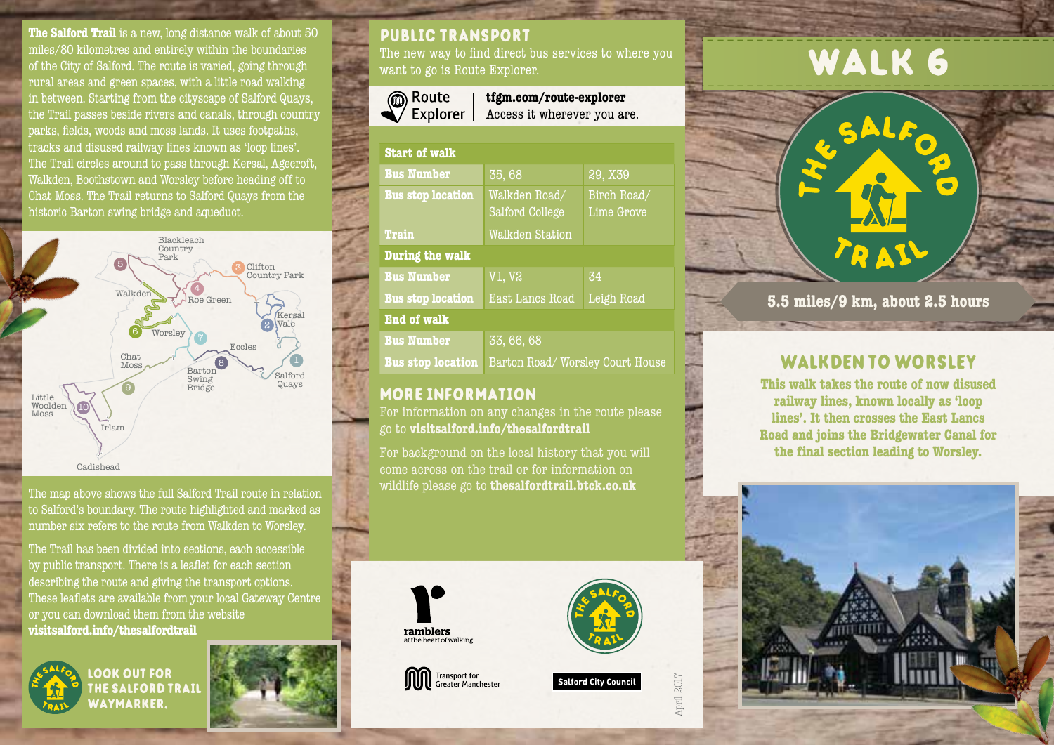**The Salford Trail** is a new, long distance walk of about 50 miles/80 kilometres and entirely within the boundaries of the City of Salford. The route is varied, going through rural areas and green spaces, with a little road walking in between. Starting from the cityscape of Salford Quays, the Trail passes beside rivers and canals, through country parks, fields, woods and moss lands. It uses footpaths, tracks and disused railway lines known as 'loop lines'. The Trail circles around to pass through Kersal, Agecroft, Walkden, Boothstown and Worsley before heading off to Chat Moss. The Trail returns to Salford Quays from the historic Barton swing bridge and aqueduct.

Blackleach Country Park, 1 Salford Quays, 2 Kersal Vale, 3 Clifton Country Park, 4 Roe Green, 5, Walkden, 6 Worsley, 7, Eccles, 8 Barton Swing Bridge, 9 Chat Moss, 10 Little Woolden Moss, Irlam, Cadishead

The map above shows the full Salford Trail route in relation to Salford's boundary. The route highlighted and marked as number six refers to the route from Walkden to Worsley.

The Trail has been divided into sections, each accessible by public transport. There is a leaflet for each section describing the route and giving the transport options. These leaflets are available from your local Gateway Centre or you can download them from the website **visitsalford.info/thesalfordtrail**

**LOOK OUT FOR THE SALFORD TRAIL WAYMARKER.**

## PUBLIC TRANSPORT

The new way to find direct bus services to where you want to go is Route Explorer.

Route Explorer | **tfgm.com/route-explorer** Access it wherever you are.

| **Start of walk** | | |
|---|---|---|
| **Bus Number** | 35, 68 | 29, X39 |
| **Bus stop location** | Walkden Road/ Salford College | Birch Road/ Lime Grove |
| **Train** | Walkden Station | |
| **During the walk** | | |
| **Bus Number** | V1, V2 | 34 |
| **Bus stop location** | East Lancs Road | Leigh Road |
| **End of walk** | | |
| **Bus Number** | 33, 66, 68 | |
| **Bus stop location** | Barton Road/ Worsley Court House | |

## MORE INFORMATION

For information on any changes in the route please go to **visitsalford.info/thesalfordtrail**

For background on the local history that you will come across on the trail or for information on wildlife please go to **thesalfordtrail.btck.co.uk**

ramblers at the heart of walking

Transport for Greater Manchester

Salford City Council

April 2017

# WALK 6

THE SALFORD TRAIL

**5.5 miles/9 km, about 2.5 hours**

## WALKDEN TO WORSLEY

**This walk takes the route of now disused railway lines, known locally as 'loop lines'. It then crosses the East Lancs Road and joins the Bridgewater Canal for the final section leading to Worsley.**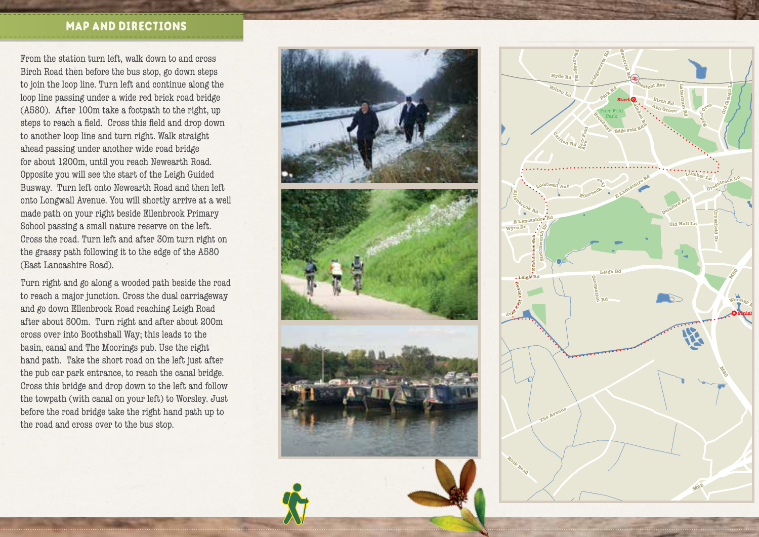## MAP AND DIRECTIONS

From the station turn left, walk down to and cross Birch Road then before the bus stop, go down steps to join the loop line. Turn left and continue along the loop line passing under a wide red brick road bridge (A580). After 100m take a footpath to the right, up steps to reach a field. Cross this field and drop down to another loop line and turn right. Walk straight ahead passing under another wide road bridge for about 1200m, until you reach Newearth Road. Opposite you will see the start of the Leigh Guided Busway. Turn left onto Newearth Road and then left onto Longwall Avenue. You will shortly arrive at a well made path on your right beside Ellenbrook Primary School passing a small nature reserve on the left. Cross the road. Turn left and after 30m turn right on the grassy path following it to the edge of the A580 (East Lancashire Road).

Turn right and go along a wooded path beside the road to reach a major junction. Cross the dual carriageway and go down Ellenbrook Road reaching Leigh Road after about 500m. Turn right and after about 200m cross over into Boothshall Way; this leads to the basin, canal and The Moorings pub. Use the right hand path. Take the short road on the left just after the pub car park entrance, to reach the canal bridge. Cross this bridge and drop down to the left and follow the towpath (with canal on your left) to Worsley. Just before the road bridge take the right hand path up to the road and cross over to the bus stop.